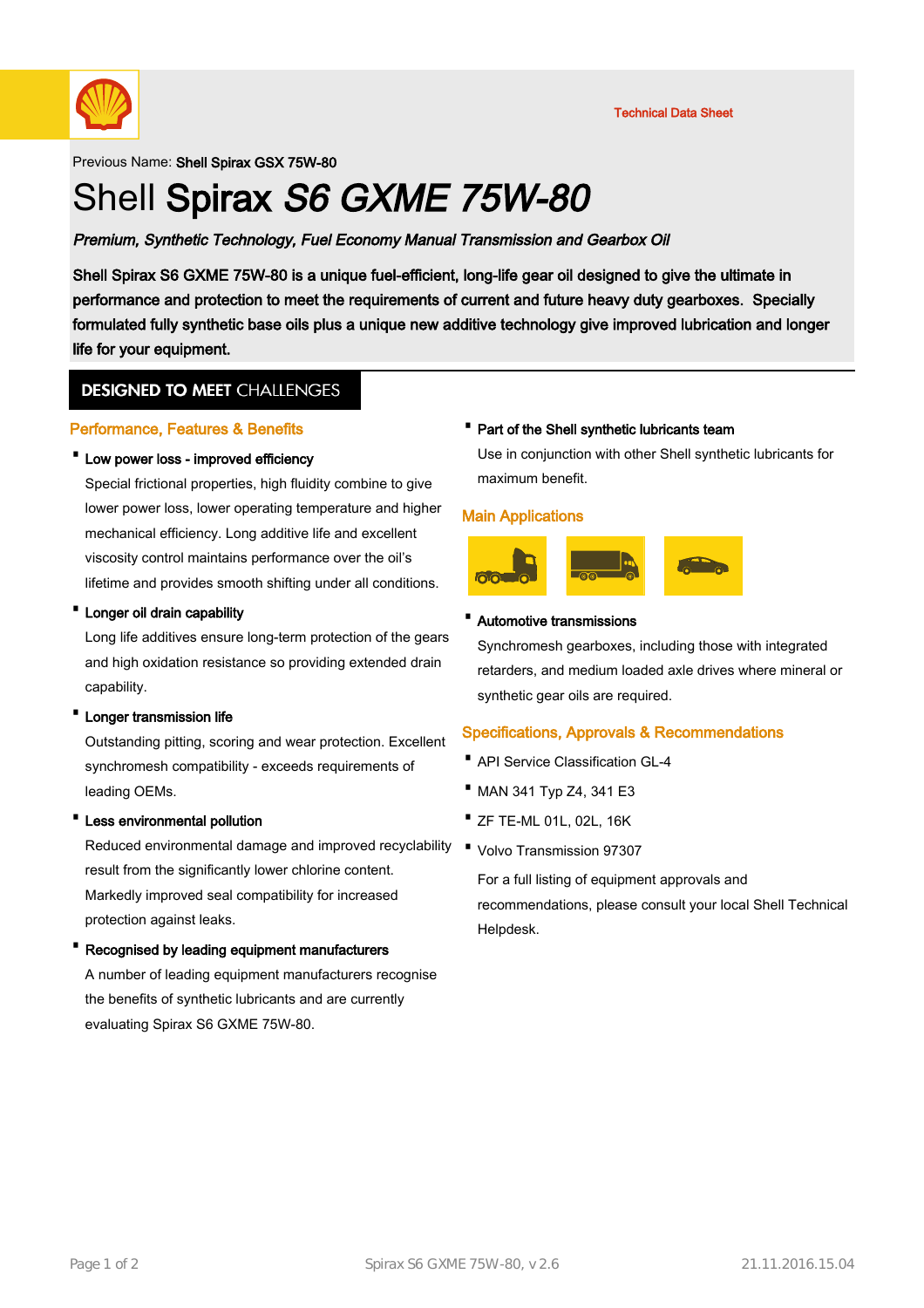Technical Data Sheet

Previous Name: **Shell Spirax GSX 75W-80**

# Shell **Spirax** ***S6 GXME 75W-80***

***Premium, Synthetic Technology, Fuel Economy Manual Transmission and Gearbox Oil***

**Shell Spirax S6 GXME 75W-80 is a unique fuel-efficient, long-life gear oil designed to give the ultimate in performance and protection to meet the requirements of current and future heavy duty gearboxes. Specially formulated fully synthetic base oils plus a unique new additive technology give improved lubrication and longer life for your equipment.**

## DESIGNED TO MEET CHALLENGES

### Performance, Features & Benefits

- **Low power loss - improved efficiency**

  Special frictional properties, high fluidity combine to give lower power loss, lower operating temperature and higher mechanical efficiency. Long additive life and excellent viscosity control maintains performance over the oil's lifetime and provides smooth shifting under all conditions.

- **Longer oil drain capability**

  Long life additives ensure long-term protection of the gears and high oxidation resistance so providing extended drain capability.

- **Longer transmission life**

  Outstanding pitting, scoring and wear protection. Excellent synchromesh compatibility - exceeds requirements of leading OEMs.

- **Less environmental pollution**

  Reduced environmental damage and improved recyclability result from the significantly lower chlorine content. Markedly improved seal compatibility for increased protection against leaks.

- **Recognised by leading equipment manufacturers**

  A number of leading equipment manufacturers recognise the benefits of synthetic lubricants and are currently evaluating Spirax S6 GXME 75W-80.

- **Part of the Shell synthetic lubricants team**

  Use in conjunction with other Shell synthetic lubricants for maximum benefit.

### Main Applications

- **Automotive transmissions**

  Synchromesh gearboxes, including those with integrated retarders, and medium loaded axle drives where mineral or synthetic gear oils are required.

### Specifications, Approvals & Recommendations

- API Service Classification GL-4
- MAN 341 Typ Z4, 341 E3
- ZF TE-ML 01L, 02L, 16K
- Volvo Transmission 97307

  For a full listing of equipment approvals and recommendations, please consult your local Shell Technical Helpdesk.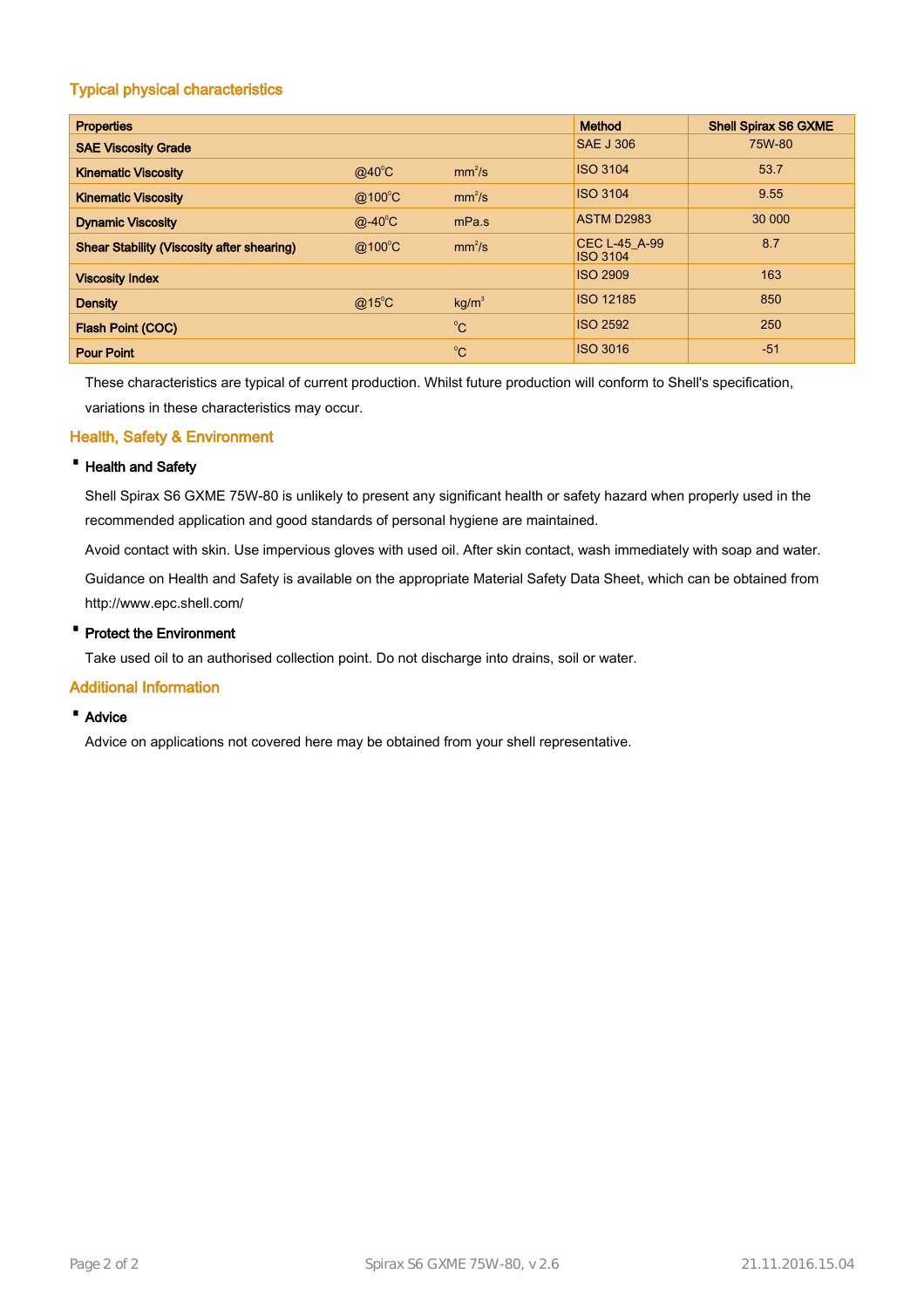## Typical physical characteristics

| Properties | | | Method | Shell Spirax S6 GXME |
|---|---|---|---|---|
| SAE Viscosity Grade | | | SAE J 306 | 75W-80 |
| Kinematic Viscosity | @40°C | $mm^2/s$ | ISO 3104 | 53.7 |
| Kinematic Viscosity | @100°C | $mm^2/s$ | ISO 3104 | 9.55 |
| Dynamic Viscosity | @-40°C | mPa.s | ASTM D2983 | 30 000 |
| Shear Stability (Viscosity after shearing) | @100°C | $mm^2/s$ | CEC L-45_A-99 ISO 3104 | 8.7 |
| Viscosity Index | | | ISO 2909 | 163 |
| Density | @15°C | $kg/m^3$ | ISO 12185 | 850 |
| Flash Point (COC) | | °C | ISO 2592 | 250 |
| Pour Point | | °C | ISO 3016 | -51 |

These characteristics are typical of current production. Whilst future production will conform to Shell's specification, variations in these characteristics may occur.

## Health, Safety & Environment

- **Health and Safety**

Shell Spirax S6 GXME 75W-80 is unlikely to present any significant health or safety hazard when properly used in the recommended application and good standards of personal hygiene are maintained.

Avoid contact with skin. Use impervious gloves with used oil. After skin contact, wash immediately with soap and water.

Guidance on Health and Safety is available on the appropriate Material Safety Data Sheet, which can be obtained from http://www.epc.shell.com/

- **Protect the Environment**

Take used oil to an authorised collection point. Do not discharge into drains, soil or water.

## Additional Information

- **Advice**

Advice on applications not covered here may be obtained from your shell representative.